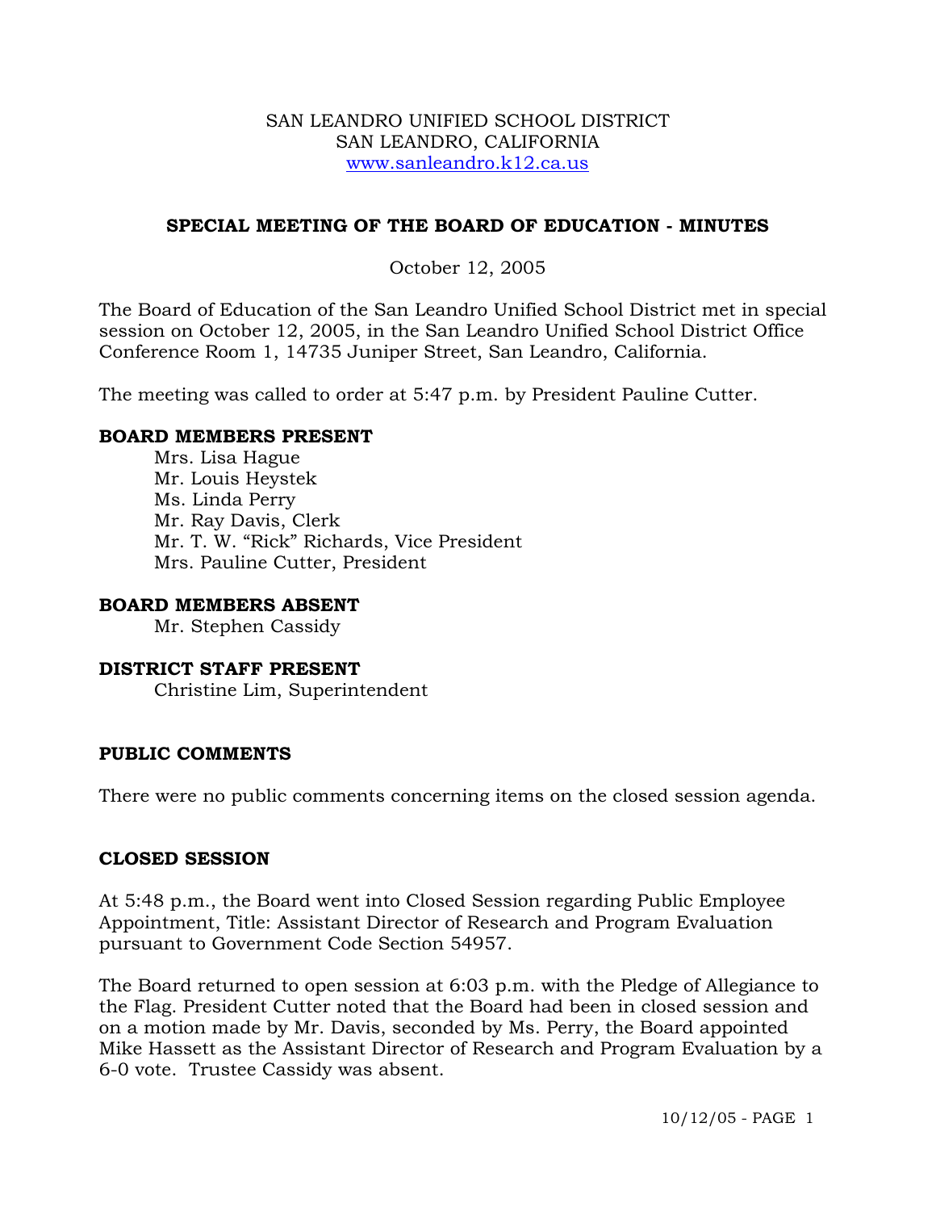SAN LEANDRO UNIFIED SCHOOL DISTRICT
SAN LEANDRO, CALIFORNIA
www.sanleandro.k12.ca.us

## SPECIAL MEETING OF THE BOARD OF EDUCATION - MINUTES

October 12, 2005

The Board of Education of the San Leandro Unified School District met in special session on October 12, 2005, in the San Leandro Unified School District Office Conference Room 1, 14735 Juniper Street, San Leandro, California.

The meeting was called to order at 5:47 p.m. by President Pauline Cutter.

### BOARD MEMBERS PRESENT

Mrs. Lisa Hague
Mr. Louis Heystek
Ms. Linda Perry
Mr. Ray Davis, Clerk
Mr. T. W. "Rick" Richards, Vice President
Mrs. Pauline Cutter, President

### BOARD MEMBERS ABSENT

Mr. Stephen Cassidy

### DISTRICT STAFF PRESENT

Christine Lim, Superintendent

### PUBLIC COMMENTS

There were no public comments concerning items on the closed session agenda.

### CLOSED SESSION

At 5:48 p.m., the Board went into Closed Session regarding Public Employee Appointment, Title: Assistant Director of Research and Program Evaluation pursuant to Government Code Section 54957.

The Board returned to open session at 6:03 p.m. with the Pledge of Allegiance to the Flag. President Cutter noted that the Board had been in closed session and on a motion made by Mr. Davis, seconded by Ms. Perry, the Board appointed Mike Hassett as the Assistant Director of Research and Program Evaluation by a 6-0 vote. Trustee Cassidy was absent.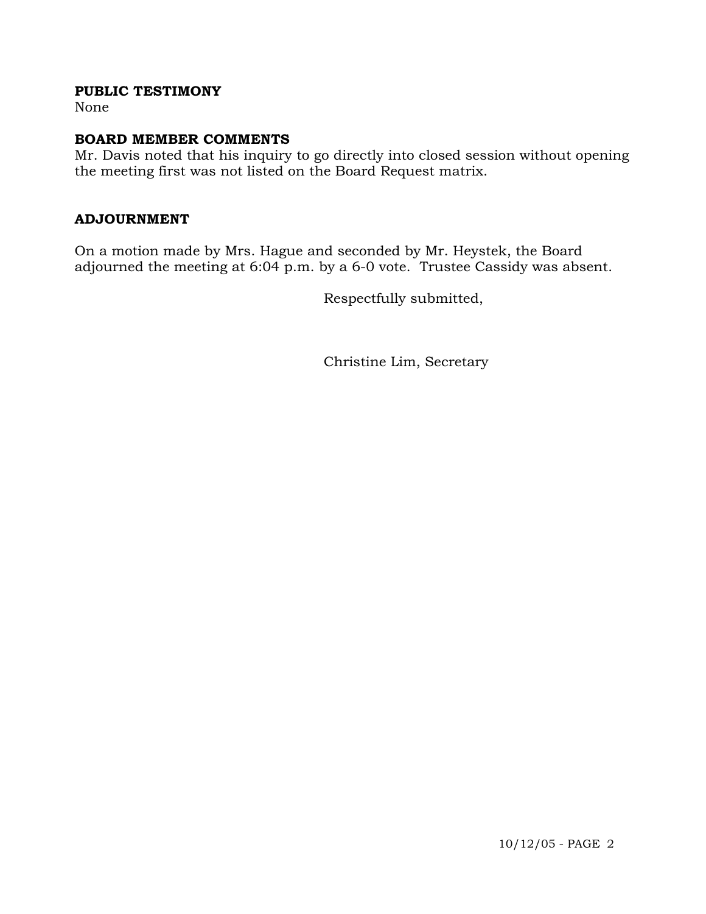**PUBLIC TESTIMONY**
None

**BOARD MEMBER COMMENTS**
Mr. Davis noted that his inquiry to go directly into closed session without opening the meeting first was not listed on the Board Request matrix.

**ADJOURNMENT**

On a motion made by Mrs. Hague and seconded by Mr. Heystek, the Board adjourned the meeting at 6:04 p.m. by a 6-0 vote. Trustee Cassidy was absent.

Respectfully submitted,

Christine Lim, Secretary